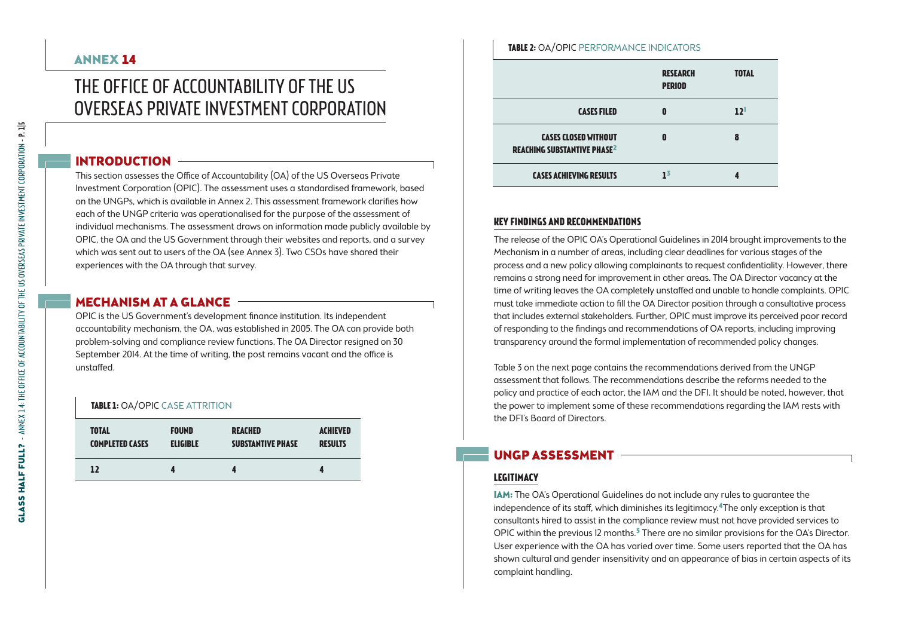## ANNEX 14

# THE OFFICE OF ACCOUNTABILITY OF THE US OVERSEAS PRIVATE INVESTMENT CORPORATION

## INTRODUCTION

This section assesses the Office of Accountability (OA) of the US Overseas Private Investment Corporation (OPIC). The assessment uses a standardised framework, based on the UNGPs, which is available in Annex 2. This assessment framework clarifies how each of the UNGP criteria was operationalised for the purpose of the assessment of individual mechanisms. The assessment draws on information made publicly available by OPIC, the OA and the US Government through their websites and reports, and a survey which was sent out to users of the OA (see Annex 3). Two CSOs have shared their experiences with the OA through that survey.

## MECHANISM AT A GLANCE

OPIC is the US Government's development finance institution. Its independent accountability mechanism, the OA, was established in 2005. The OA can provide both problem-solving and compliance review functions. The OA Director resigned on 30 September 2014. At the time of writing, the post remains vacant and the office is unstaffed.

**TABLE 1:** OA/OPIC CASE ATTRITION

| TOTAL COMPLETED CASES | FOUND ELIGIBLE | REACHED SUBSTANTIVE PHASE | ACHIEVED RESULTS |
|---|---|---|---|
| 12 | 4 | 4 | 4 |

**TABLE 2:** OA/OPIC PERFORMANCE INDICATORS

| | RESEARCH PERIOD | TOTAL |
|---|---|---|
| CASES FILED | 0 | 12[1] |
| CASES CLOSED WITHOUT REACHING SUBSTANTIVE PHASE[2] | 0 | 8 |
| CASES ACHIEVING RESULTS | 1[3] | 4 |

### KEY FINDINGS AND RECOMMENDATIONS

The release of the OPIC OA's Operational Guidelines in 2014 brought improvements to the Mechanism in a number of areas, including clear deadlines for various stages of the process and a new policy allowing complainants to request confidentiality. However, there remains a strong need for improvement in other areas. The OA Director vacancy at the time of writing leaves the OA completely unstaffed and unable to handle complaints. OPIC must take immediate action to fill the OA Director position through a consultative process that includes external stakeholders. Further, OPIC must improve its perceived poor record of responding to the findings and recommendations of OA reports, including improving transparency around the formal implementation of recommended policy changes.

Table 3 on the next page contains the recommendations derived from the UNGP assessment that follows. The recommendations describe the reforms needed to the policy and practice of each actor, the IAM and the DFI. It should be noted, however, that the power to implement some of these recommendations regarding the IAM rests with the DFI's Board of Directors.

## UNGP ASSESSMENT

### LEGITIMACY

**IAM:** The OA's Operational Guidelines do not include any rules to guarantee the independence of its staff, which diminishes its legitimacy.[4] The only exception is that consultants hired to assist in the compliance review must not have provided services to OPIC within the previous 12 months.[5] There are no similar provisions for the OA's Director. User experience with the OA has varied over time. Some users reported that the OA has shown cultural and gender insensitivity and an appearance of bias in certain aspects of its complaint handling.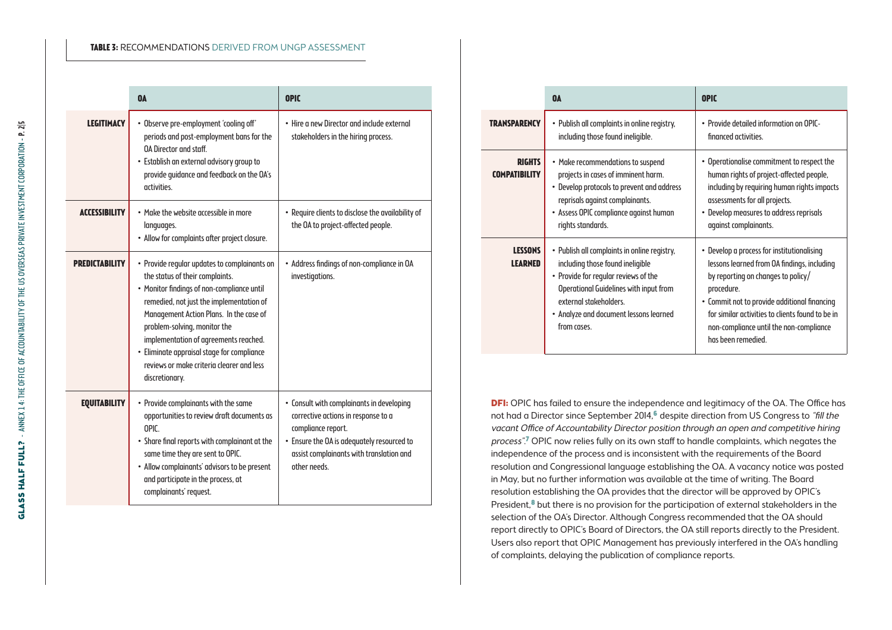**TABLE 3:** RECOMMENDATIONS DERIVED FROM UNGP ASSESSMENT

| | OA | OPIC |
|---|---|---|
| **LEGITIMACY** | • Observe pre-employment 'cooling off' periods and post-employment bans for the OA Director and staff.<br>• Establish an external advisory group to provide guidance and feedback on the OA's activities. | • Hire a new Director and include external stakeholders in the hiring process. |
| **ACCESSIBILITY** | • Make the website accessible in more languages.<br>• Allow for complaints after project closure. | • Require clients to disclose the availability of the OA to project-affected people. |
| **PREDICTABILITY** | • Provide regular updates to complainants on the status of their complaints.<br>• Monitor findings of non-compliance until remedied, not just the implementation of Management Action Plans. In the case of problem-solving, monitor the implementation of agreements reached.<br>• Eliminate appraisal stage for compliance reviews or make criteria clearer and less discretionary. | • Address findings of non-compliance in OA investigations. |
| **EQUITABILITY** | • Provide complainants with the same opportunities to review draft documents as OPIC.<br>• Share final reports with complainant at the same time they are sent to OPIC.<br>• Allow complainants' advisors to be present and participate in the process, at complainants' request. | • Consult with complainants in developing corrective actions in response to a compliance report.<br>• Ensure the OA is adequately resourced to assist complainants with translation and other needs. |
| **TRANSPARENCY** | • Publish all complaints in online registry, including those found ineligible. | • Provide detailed information on OPIC-financed activities. |
| **RIGHTS COMPATIBILITY** | • Make recommendations to suspend projects in cases of imminent harm.<br>• Develop protocols to prevent and address reprisals against complainants.<br>• Assess OPIC compliance against human rights standards. | • Operationalise commitment to respect the human rights of project-affected people, including by requiring human rights impacts assessments for all projects.<br>• Develop measures to address reprisals against complainants. |
| **LESSONS LEARNED** | • Publish all complaints in online registry, including those found ineligible<br>• Provide for regular reviews of the Operational Guidelines with input from external stakeholders.<br>• Analyze and document lessons learned from cases. | • Develop a process for institutionalising lessons learned from OA findings, including by reporting on changes to policy/procedure.<br>• Commit not to provide additional financing for similar activities to clients found to be in non-compliance until the non-compliance has been remedied. |

**DFI:** OPIC has failed to ensure the independence and legitimacy of the OA. The Office has not had a Director since September 2014,[6] despite direction from US Congress to *"fill the vacant Office of Accountability Director position through an open and competitive hiring process".*[7] OPIC now relies fully on its own staff to handle complaints, which negates the independence of the process and is inconsistent with the requirements of the Board resolution and Congressional language establishing the OA. A vacancy notice was posted in May, but no further information was available at the time of writing. The Board resolution establishing the OA provides that the director will be approved by OPIC's President,[8] but there is no provision for the participation of external stakeholders in the selection of the OA's Director. Although Congress recommended that the OA should report directly to OPIC's Board of Directors, the OA still reports directly to the President. Users also report that OPIC Management has previously interfered in the OA's handling of complaints, delaying the publication of compliance reports.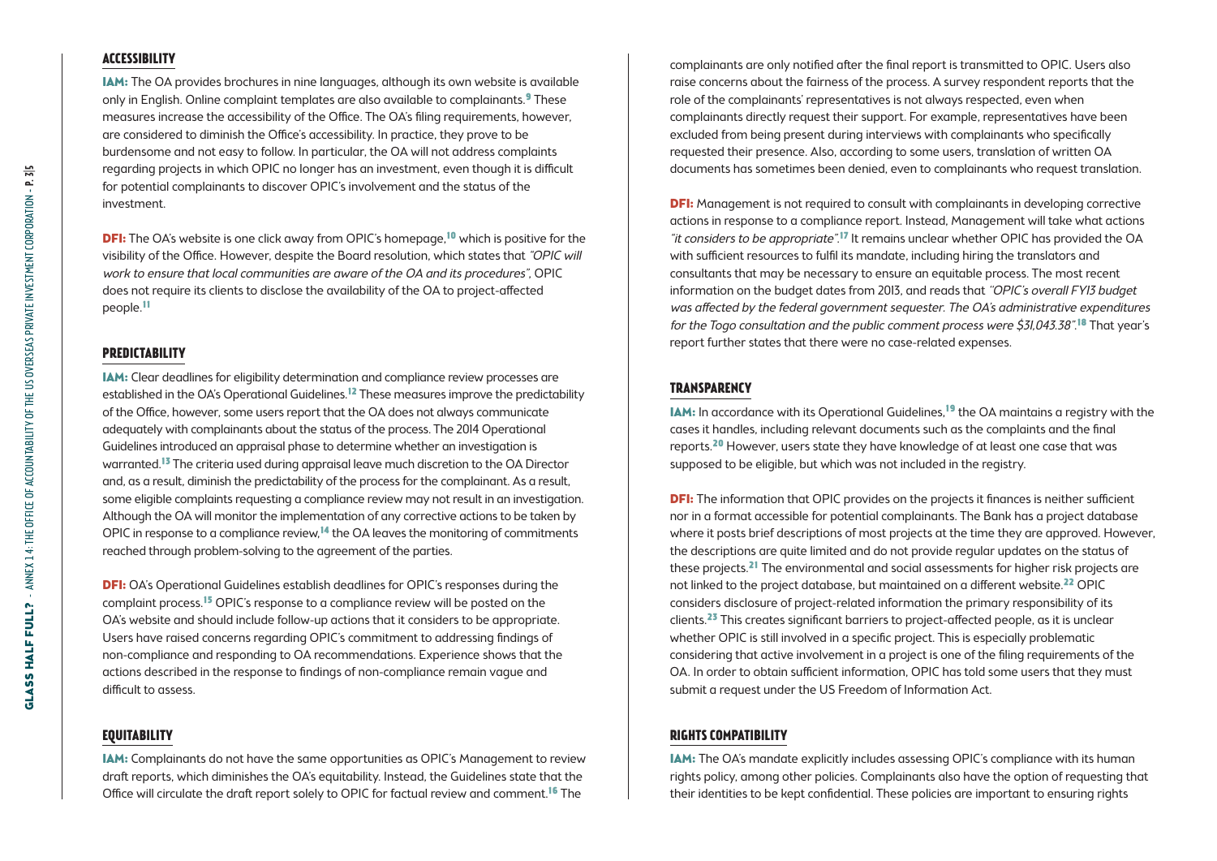## ACCESSIBILITY

**IAM:** The OA provides brochures in nine languages, although its own website is available only in English. Online complaint templates are also available to complainants.[9] These measures increase the accessibility of the Office. The OA's filing requirements, however, are considered to diminish the Office's accessibility. In practice, they prove to be burdensome and not easy to follow. In particular, the OA will not address complaints regarding projects in which OPIC no longer has an investment, even though it is difficult for potential complainants to discover OPIC's involvement and the status of the investment.

**DFI:** The OA's website is one click away from OPIC's homepage,[10] which is positive for the visibility of the Office. However, despite the Board resolution, which states that *"OPIC will work to ensure that local communities are aware of the OA and its procedures"*, OPIC does not require its clients to disclose the availability of the OA to project-affected people.[11]

## PREDICTABILITY

**IAM:** Clear deadlines for eligibility determination and compliance review processes are established in the OA's Operational Guidelines.[12] These measures improve the predictability of the Office, however, some users report that the OA does not always communicate adequately with complainants about the status of the process. The 2014 Operational Guidelines introduced an appraisal phase to determine whether an investigation is warranted.[13] The criteria used during appraisal leave much discretion to the OA Director and, as a result, diminish the predictability of the process for the complainant. As a result, some eligible complaints requesting a compliance review may not result in an investigation. Although the OA will monitor the implementation of any corrective actions to be taken by OPIC in response to a compliance review,[14] the OA leaves the monitoring of commitments reached through problem-solving to the agreement of the parties.

**DFI:** OA's Operational Guidelines establish deadlines for OPIC's responses during the complaint process.[15] OPIC's response to a compliance review will be posted on the OA's website and should include follow-up actions that it considers to be appropriate. Users have raised concerns regarding OPIC's commitment to addressing findings of non-compliance and responding to OA recommendations. Experience shows that the actions described in the response to findings of non-compliance remain vague and difficult to assess.

## EQUITABILITY

**IAM:** Complainants do not have the same opportunities as OPIC's Management to review draft reports, which diminishes the OA's equitability. Instead, the Guidelines state that the Office will circulate the draft report solely to OPIC for factual review and comment.[16] The complainants are only notified after the final report is transmitted to OPIC. Users also raise concerns about the fairness of the process. A survey respondent reports that the role of the complainants' representatives is not always respected, even when complainants directly request their support. For example, representatives have been excluded from being present during interviews with complainants who specifically requested their presence. Also, according to some users, translation of written OA documents has sometimes been denied, even to complainants who request translation.

**DFI:** Management is not required to consult with complainants in developing corrective actions in response to a compliance report. Instead, Management will take what actions *"it considers to be appropriate"*.[17] It remains unclear whether OPIC has provided the OA with sufficient resources to fulfil its mandate, including hiring the translators and consultants that may be necessary to ensure an equitable process. The most recent information on the budget dates from 2013, and reads that *"OPIC's overall FY13 budget was affected by the federal government sequester. The OA's administrative expenditures for the Togo consultation and the public comment process were $31,043.38"*.[18] That year's report further states that there were no case-related expenses.

## TRANSPARENCY

**IAM:** In accordance with its Operational Guidelines,[19] the OA maintains a registry with the cases it handles, including relevant documents such as the complaints and the final reports.[20] However, users state they have knowledge of at least one case that was supposed to be eligible, but which was not included in the registry.

**DFI:** The information that OPIC provides on the projects it finances is neither sufficient nor in a format accessible for potential complainants. The Bank has a project database where it posts brief descriptions of most projects at the time they are approved. However, the descriptions are quite limited and do not provide regular updates on the status of these projects.[21] The environmental and social assessments for higher risk projects are not linked to the project database, but maintained on a different website.[22] OPIC considers disclosure of project-related information the primary responsibility of its clients.[23] This creates significant barriers to project-affected people, as it is unclear whether OPIC is still involved in a specific project. This is especially problematic considering that active involvement in a project is one of the filing requirements of the OA. In order to obtain sufficient information, OPIC has told some users that they must submit a request under the US Freedom of Information Act.

## RIGHTS COMPATIBILITY

**IAM:** The OA's mandate explicitly includes assessing OPIC's compliance with its human rights policy, among other policies. Complainants also have the option of requesting that their identities to be kept confidential. These policies are important to ensuring rights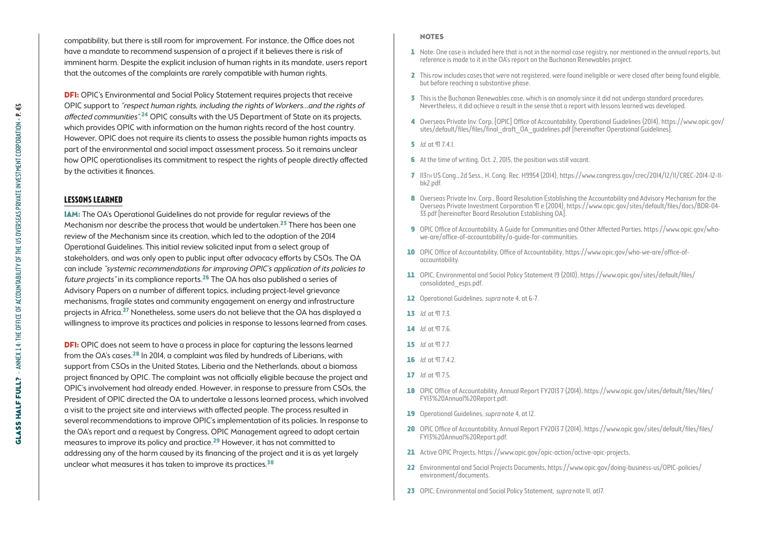compatibility, but there is still room for improvement. For instance, the Office does not have a mandate to recommend suspension of a project if it believes there is risk of imminent harm. Despite the explicit inclusion of human rights in its mandate, users report that the outcomes of the complaints are rarely compatible with human rights.

**DFI:** OPIC's Environmental and Social Policy Statement requires projects that receive OPIC support to *"respect human rights, including the rights of Workers…and the rights of affected communities"*.[24] OPIC consults with the US Department of State on its projects, which provides OPIC with information on the human rights record of the host country. However, OPIC does not require its clients to assess the possible human rights impacts as part of the environmental and social impact assessment process. So it remains unclear how OPIC operationalises its commitment to respect the rights of people directly affected by the activities it finances.

## LESSONS LEARNED

**IAM:** The OA's Operational Guidelines do not provide for regular reviews of the Mechanism nor describe the process that would be undertaken.[25] There has been one review of the Mechanism since its creation, which led to the adoption of the 2014 Operational Guidelines. This initial review solicited input from a select group of stakeholders, and was only open to public input after advocacy efforts by CSOs. The OA can include *"systemic recommendations for improving OPIC's application of its policies to future projects"* in its compliance reports.[26] The OA has also published a series of Advisory Papers on a number of different topics, including project-level grievance mechanisms, fragile states and community engagement on energy and infrastructure projects in Africa.[27] Nonetheless, some users do not believe that the OA has displayed a willingness to improve its practices and policies in response to lessons learned from cases.

**DFI:** OPIC does not seem to have a process in place for capturing the lessons learned from the OA's cases.[28] In 2014, a complaint was filed by hundreds of Liberians, with support from CSOs in the United States, Liberia and the Netherlands, about a biomass project financed by OPIC. The complaint was not officially eligible because the project and OPIC's involvement had already ended. However, in response to pressure from CSOs, the President of OPIC directed the OA to undertake a lessons learned process, which involved a visit to the project site and interviews with affected people. The process resulted in several recommendations to improve OPIC's implementation of its policies. In response to the OA's report and a request by Congress, OPIC Management agreed to adopt certain measures to improve its policy and practice.[29] However, it has not committed to addressing any of the harm caused by its financing of the project and it is as yet largely unclear what measures it has taken to improve its practices.[30]

## NOTES

1. Note: One case is included here that is not in the normal case registry, nor mentioned in the annual reports, but reference is made to it in the OA's report on the Buchanan Renewables project.
2. This row includes cases that were not registered, were found ineligible or were closed after being found eligible, but before reaching a substantive phase.
3. This is the Buchanan Renewables case, which is an anomaly since it did not undergo standard procedures. Nevertheless, it did achieve a result in the sense that a report with lessons learned was developed.
4. Overseas Private Inv. Corp. [OPIC] Office of Accountability, Operational Guidelines (2014), https://www.opic.gov/sites/default/files/files/final_draft_OA_guidelines.pdf [hereinafter Operational Guidelines].
5. *Id.* at ¶ 7.4.1.
6. At the time of writing, Oct. 2, 2015, the position was still vacant.
7. 113th US Cong., 2d Sess., H. Cong. Rec. H9954 (2014), https://www.congress.gov/crec/2014/12/11/CREC-2014-12-11-bk2.pdf.
8. Overseas Private Inv. Corp., Board Resolution Establishing the Accountability and Advisory Mechanism for the Overseas Private Investment Corporation ¶ e (2004), https://www.opic.gov/sites/default/files/docs/BDR-04-33.pdf [hereinafter Board Resolution Establishing OA].
9. OPIC Office of Accountability, A Guide for Communities and Other Affected Parties, https://www.opic.gov/who-we-are/office-of-accountability/a-guide-for-communities.
10. OPIC Office of Accountability, Office of Accountability, https://www.opic.gov/who-we-are/office-of-accountability.
11. OPIC, Environmental and Social Policy Statement 19 (2010), https://www.opic.gov/sites/default/files/consolidated_esps.pdf.
12. Operational Guidelines, *supra* note 4, at 6-7.
13. *Id.* at ¶ 7.3.
14. *Id.* at ¶ 7.6.
15. *Id.* at ¶ 7.7.
16. *Id.* at ¶ 7.4.2.
17. *Id.* at ¶ 7.5.
18. OPIC Office of Accountability, Annual Report FY2013 7 (2014), https://www.opic.gov/sites/default/files/files/FY13%20Annual%20Report.pdf.
19. Operational Guidelines, *supra* note 4, at 12.
20. OPIC Office of Accountability, Annual Report FY2013 7 (2014), https://www.opic.gov/sites/default/files/files/FY13%20Annual%20Report.pdf.
21. Active OPIC Projects, https://www.opic.gov/opic-action/active-opic-projects.
22. Environmental and Social Projects Documents, https://www.opic.gov/doing-business-us/OPIC-policies/environment/documents.
23. OPIC, Environmental and Social Policy Statement, *supra* note 11, at17.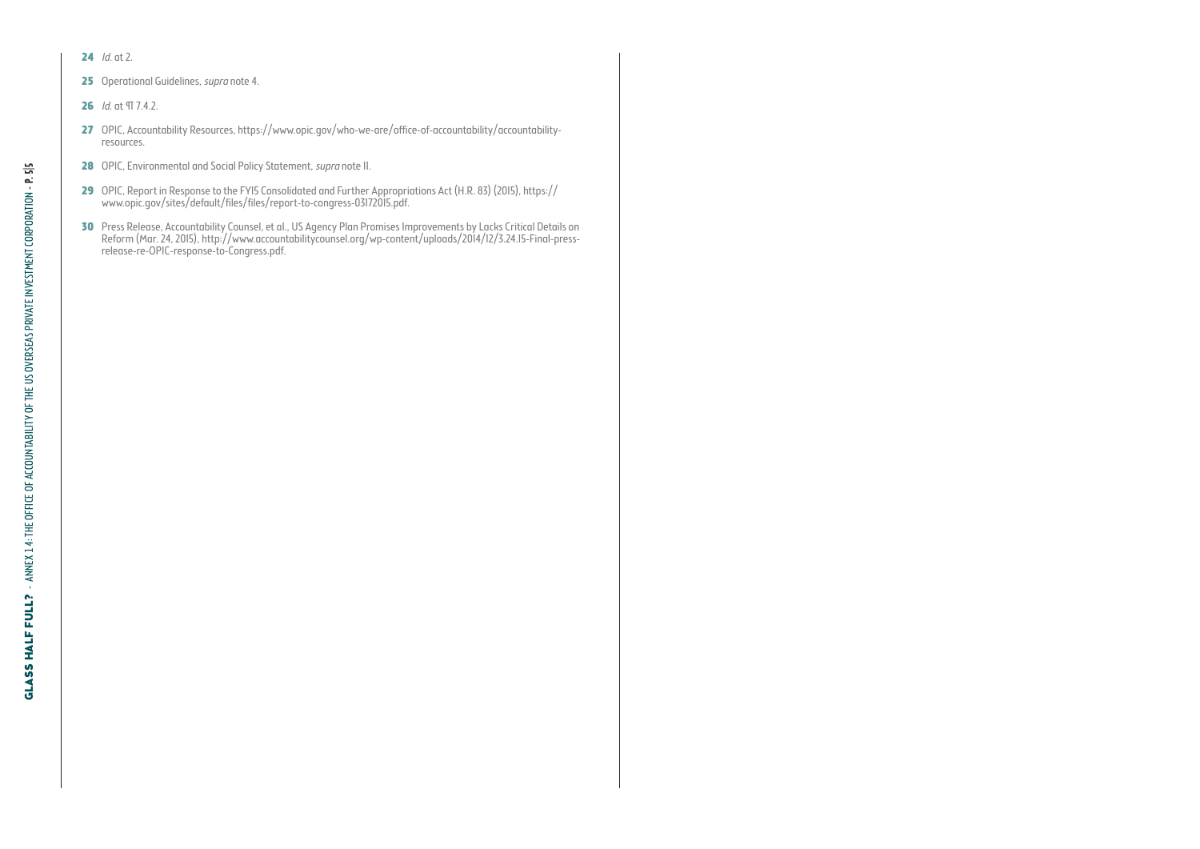24 *Id.* at 2.

25 Operational Guidelines, *supra* note 4.

26 *Id.* at ¶ 7.4.2.

27 OPIC, Accountability Resources, https://www.opic.gov/who-we-are/office-of-accountability/accountability-resources.

28 OPIC, Environmental and Social Policy Statement, *supra* note 11.

29 OPIC, Report in Response to the FY15 Consolidated and Further Appropriations Act (H.R. 83) (2015), https://www.opic.gov/sites/default/files/files/report-to-congress-03172015.pdf.

30 Press Release, Accountability Counsel, et al., US Agency Plan Promises Improvements by Lacks Critical Details on Reform (Mar. 24, 2015), http://www.accountabilitycounsel.org/wp-content/uploads/2014/12/3.24.15-Final-press-release-re-OPIC-response-to-Congress.pdf.